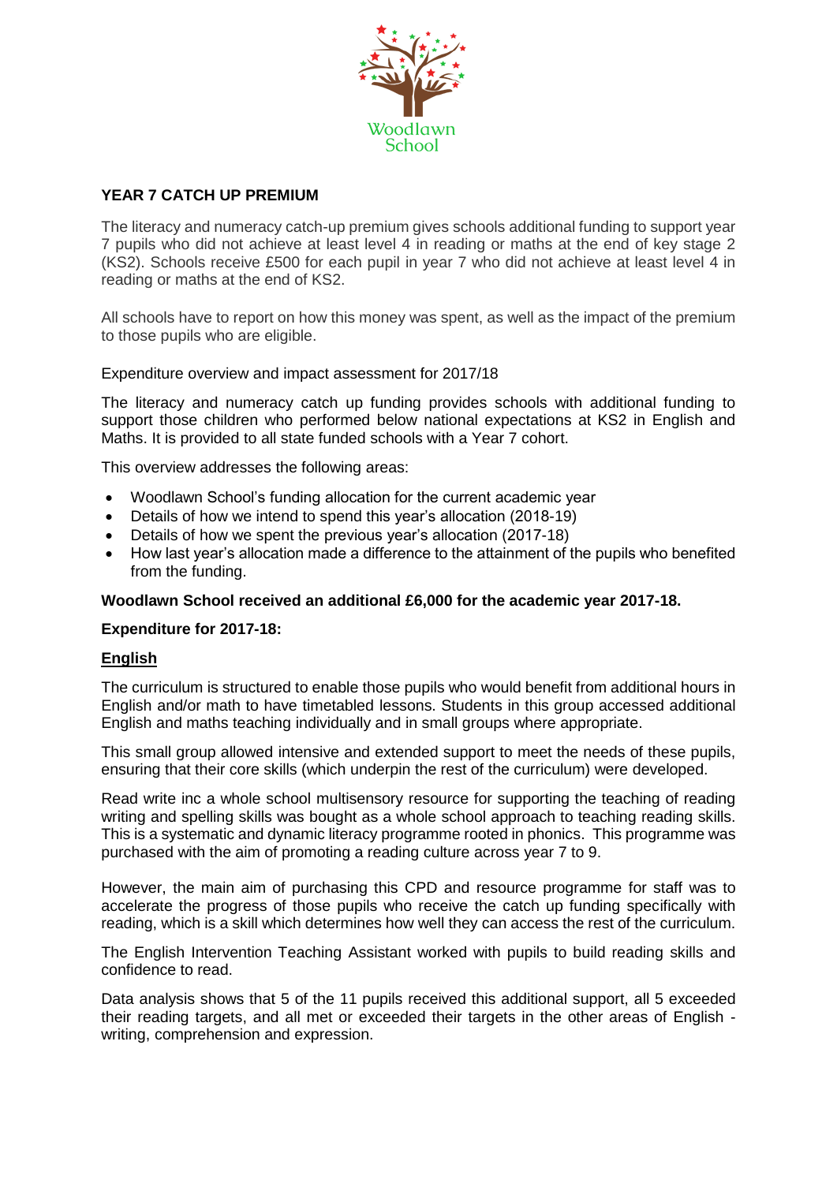Woodlawn School

## YEAR 7 CATCH UP PREMIUM

The literacy and numeracy catch-up premium gives schools additional funding to support year 7 pupils who did not achieve at least level 4 in reading or maths at the end of key stage 2 (KS2). Schools receive £500 for each pupil in year 7 who did not achieve at least level 4 in reading or maths at the end of KS2.

All schools have to report on how this money was spent, as well as the impact of the premium to those pupils who are eligible.

Expenditure overview and impact assessment for 2017/18

The literacy and numeracy catch up funding provides schools with additional funding to support those children who performed below national expectations at KS2 in English and Maths. It is provided to all state funded schools with a Year 7 cohort.

This overview addresses the following areas:

- Woodlawn School's funding allocation for the current academic year
- Details of how we intend to spend this year's allocation (2018-19)
- Details of how we spent the previous year's allocation (2017-18)
- How last year's allocation made a difference to the attainment of the pupils who benefited from the funding.

**Woodlawn School received an additional £6,000 for the academic year 2017-18.**

**Expenditure for 2017-18:**

**<u>English</u>**

The curriculum is structured to enable those pupils who would benefit from additional hours in English and/or math to have timetabled lessons. Students in this group accessed additional English and maths teaching individually and in small groups where appropriate.

This small group allowed intensive and extended support to meet the needs of these pupils, ensuring that their core skills (which underpin the rest of the curriculum) were developed.

Read write inc a whole school multisensory resource for supporting the teaching of reading writing and spelling skills was bought as a whole school approach to teaching reading skills. This is a systematic and dynamic literacy programme rooted in phonics. This programme was purchased with the aim of promoting a reading culture across year 7 to 9.

However, the main aim of purchasing this CPD and resource programme for staff was to accelerate the progress of those pupils who receive the catch up funding specifically with reading, which is a skill which determines how well they can access the rest of the curriculum.

The English Intervention Teaching Assistant worked with pupils to build reading skills and confidence to read.

Data analysis shows that 5 of the 11 pupils received this additional support, all 5 exceeded their reading targets, and all met or exceeded their targets in the other areas of English - writing, comprehension and expression.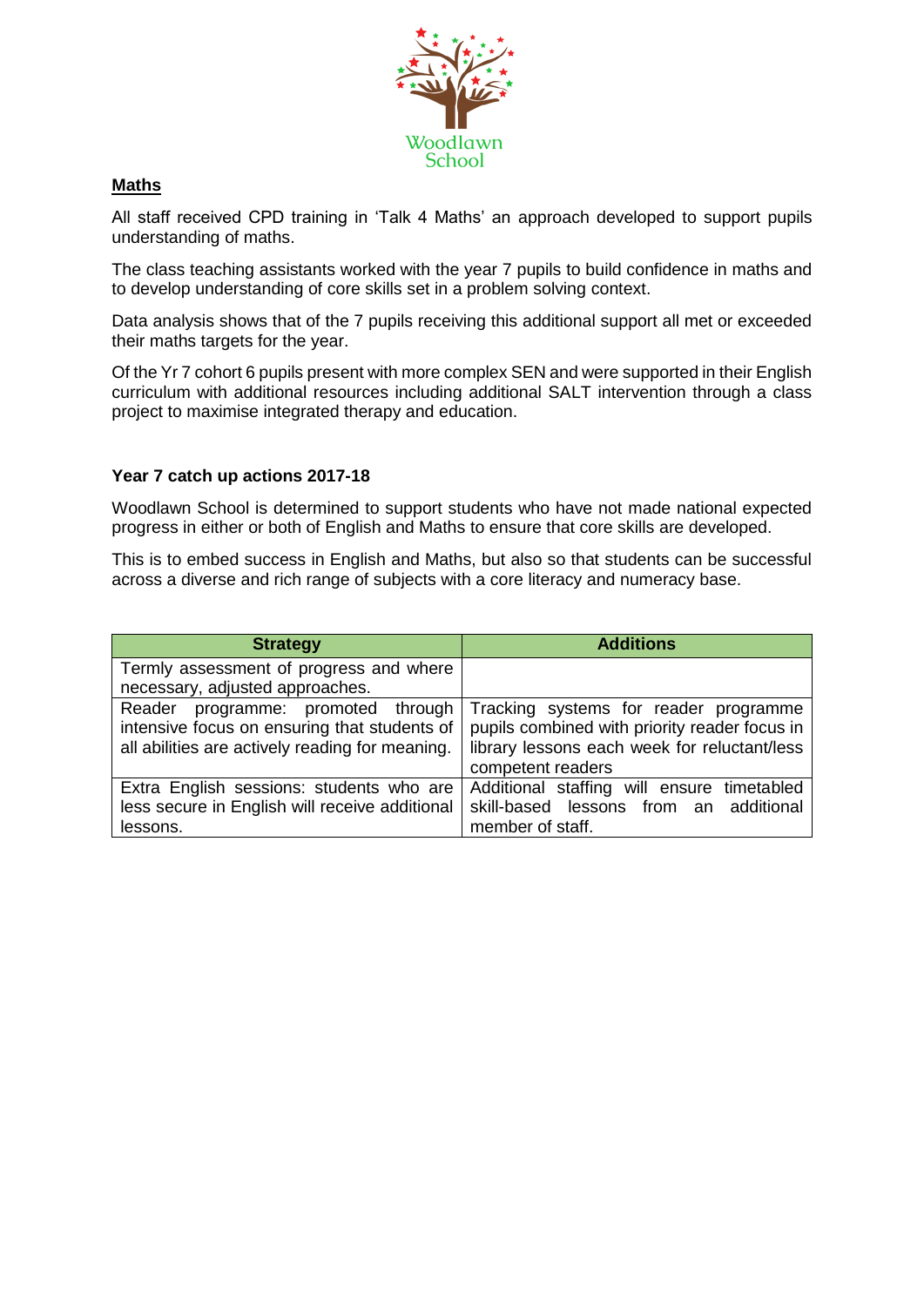**Maths**

All staff received CPD training in 'Talk 4 Maths' an approach developed to support pupils understanding of maths.

The class teaching assistants worked with the year 7 pupils to build confidence in maths and to develop understanding of core skills set in a problem solving context.

Data analysis shows that of the 7 pupils receiving this additional support all met or exceeded their maths targets for the year.

Of the Yr 7 cohort 6 pupils present with more complex SEN and were supported in their English curriculum with additional resources including additional SALT intervention through a class project to maximise integrated therapy and education.

### Year 7 catch up actions 2017-18

Woodlawn School is determined to support students who have not made national expected progress in either or both of English and Maths to ensure that core skills are developed.

This is to embed success in English and Maths, but also so that students can be successful across a diverse and rich range of subjects with a core literacy and numeracy base.

| Strategy | Additions |
|---|---|
| Termly assessment of progress and where necessary, adjusted approaches. | |
| Reader programme: promoted through intensive focus on ensuring that students of all abilities are actively reading for meaning. | Tracking systems for reader programme pupils combined with priority reader focus in library lessons each week for reluctant/less competent readers |
| Extra English sessions: students who are less secure in English will receive additional lessons. | Additional staffing will ensure timetabled skill-based lessons from an additional member of staff. |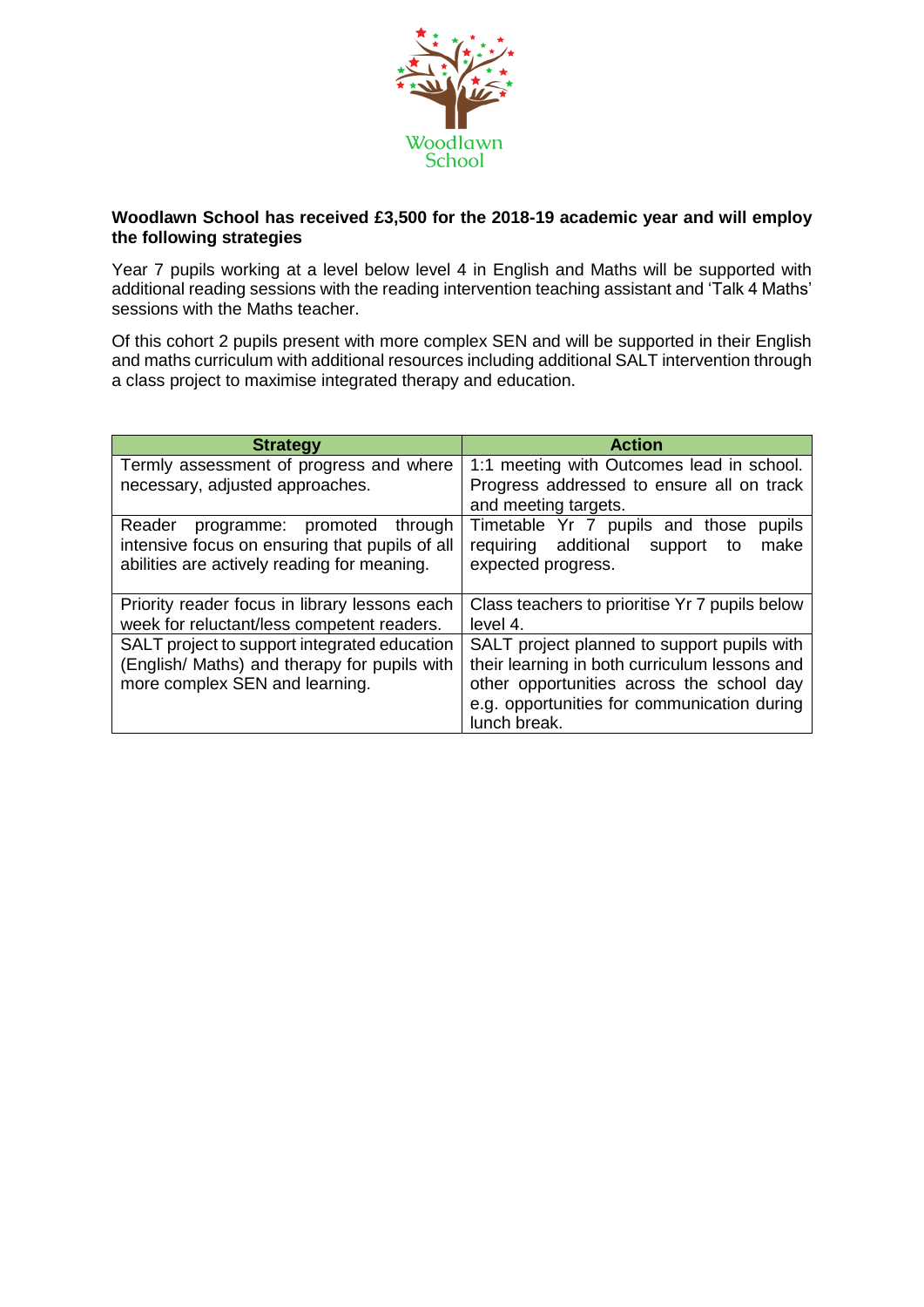Woodlawn School

**Woodlawn School has received £3,500 for the 2018-19 academic year and will employ the following strategies**

Year 7 pupils working at a level below level 4 in English and Maths will be supported with additional reading sessions with the reading intervention teaching assistant and 'Talk 4 Maths' sessions with the Maths teacher.

Of this cohort 2 pupils present with more complex SEN and will be supported in their English and maths curriculum with additional resources including additional SALT intervention through a class project to maximise integrated therapy and education.

| Strategy | Action |
|---|---|
| Termly assessment of progress and where necessary, adjusted approaches. | 1:1 meeting with Outcomes lead in school. Progress addressed to ensure all on track and meeting targets. |
| Reader programme: promoted through intensive focus on ensuring that pupils of all abilities are actively reading for meaning. | Timetable Yr 7 pupils and those pupils requiring additional support to make expected progress. |
| Priority reader focus in library lessons each week for reluctant/less competent readers. | Class teachers to prioritise Yr 7 pupils below level 4. |
| SALT project to support integrated education (English/ Maths) and therapy for pupils with more complex SEN and learning. | SALT project planned to support pupils with their learning in both curriculum lessons and other opportunities across the school day e.g. opportunities for communication during lunch break. |